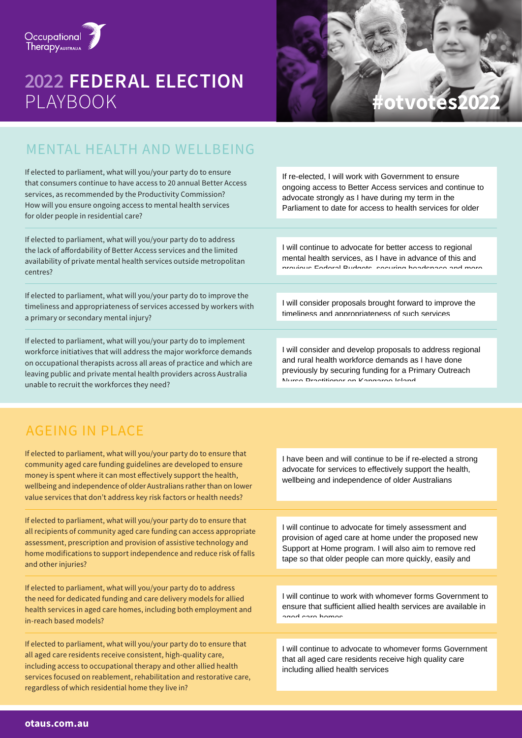Occupational Therapy AUSTRALIA

# 2022 FEDERAL ELECTION PLAYBOOK

#otvotes2022

## MENTAL HEALTH AND WELLBEING

| Question | Response |
| --- | --- |
| If elected to parliament, what will you/your party do to ensure that consumers continue to have access to 20 annual Better Access services, as recommended by the Productivity Commission? How will you ensure ongoing access to mental health services for older people in residential care? | If re-elected, I will work with Government to ensure ongoing access to Better Access services and continue to advocate strongly as I have during my term in the Parliament to date for access to health services for older |
| If elected to parliament, what will you/your party do to address the lack of affordability of Better Access services and the limited availability of private mental health services outside metropolitan centres? | I will continue to advocate for better access to regional mental health services, as I have in advance of this and previous Federal Budgets, securing headspace and more |
| If elected to parliament, what will you/your party do to improve the timeliness and appropriateness of services accessed by workers with a primary or secondary mental injury? | I will consider proposals brought forward to improve the timeliness and appropriateness of such services |
| If elected to parliament, what will you/your party do to implement workforce initiatives that will address the major workforce demands on occupational therapists across all areas of practice and which are leaving public and private mental health providers across Australia unable to recruit the workforces they need? | I will consider and develop proposals to address regional and rural health workforce demands as I have done previously by securing funding for a Primary Outreach Nurse Practitioner on Kangaroo Island |

## AGEING IN PLACE

| Question | Response |
| --- | --- |
| If elected to parliament, what will you/your party do to ensure that community aged care funding guidelines are developed to ensure money is spent where it can most effectively support the health, wellbeing and independence of older Australians rather than on lower value services that don't address key risk factors or health needs? | I have been and will continue to be if re-elected a strong advocate for services to effectively support the health, wellbeing and independence of older Australians |
| If elected to parliament, what will you/your party do to ensure that all recipients of community aged care funding can access appropriate assessment, prescription and provision of assistive technology and home modifications to support independence and reduce risk of falls and other injuries? | I will continue to advocate for timely assessment and provision of aged care at home under the proposed new Support at Home program. I will also aim to remove red tape so that older people can more quickly, easily and |
| If elected to parliament, what will you/your party do to address the need for dedicated funding and care delivery models for allied health services in aged care homes, including both employment and in-reach based models? | I will continue to work with whomever forms Government to ensure that sufficient allied health services are available in aged care homes |
| If elected to parliament, what will you/your party do to ensure that all aged care residents receive consistent, high-quality care, including access to occupational therapy and other allied health services focused on reablement, rehabilitation and restorative care, regardless of which residential home they live in? | I will continue to advocate to whomever forms Government that all aged care residents receive high quality care including allied health services |

otaus.com.au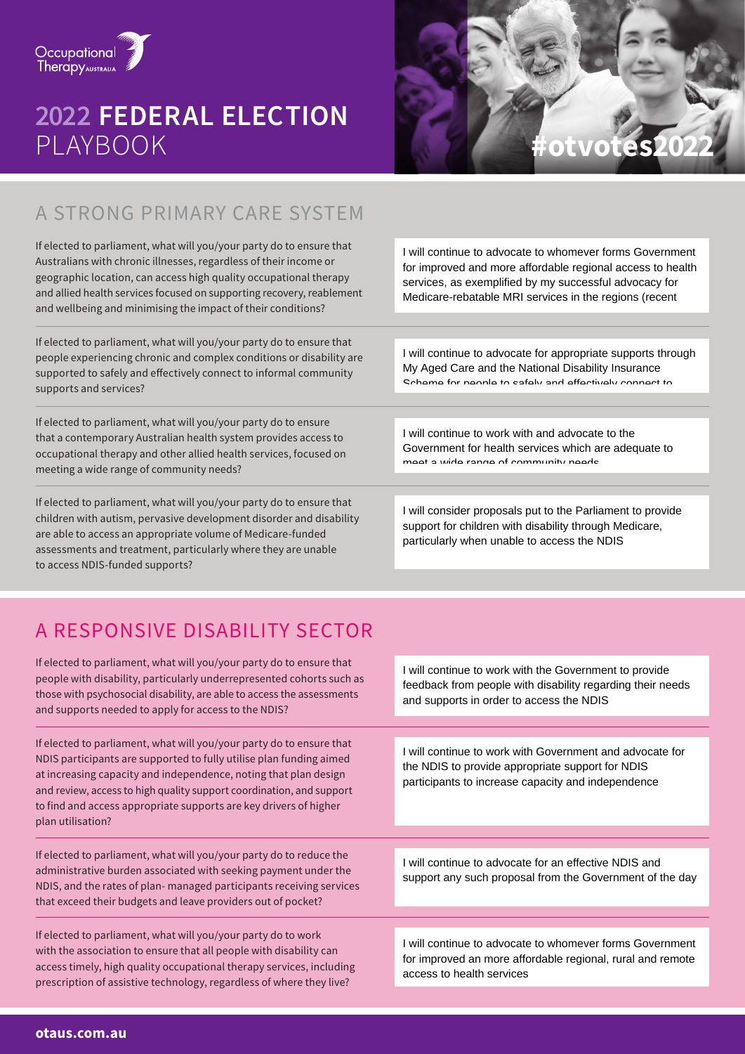Occupational Therapy AUSTRALIA

# 2022 FEDERAL ELECTION PLAYBOOK

#otvotes2022

## A STRONG PRIMARY CARE SYSTEM

If elected to parliament, what will you/your party do to ensure that Australians with chronic illnesses, regardless of their income or geographic location, can access high quality occupational therapy and allied health services focused on supporting recovery, reablement and wellbeing and minimising the impact of their conditions?

I will continue to advocate to whomever forms Government for improved and more affordable regional access to health services, as exemplified by my successful advocacy for Medicare-rebatable MRI services in the regions (recent

If elected to parliament, what will you/your party do to ensure that people experiencing chronic and complex conditions or disability are supported to safely and effectively connect to informal community supports and services?

I will continue to advocate for appropriate supports through My Aged Care and the National Disability Insurance Scheme for people to safely and effectively connect to

If elected to parliament, what will you/your party do to ensure that a contemporary Australian health system provides access to occupational therapy and other allied health services, focused on meeting a wide range of community needs?

I will continue to work with and advocate to the Government for health services which are adequate to meet a wide range of community needs

If elected to parliament, what will you/your party do to ensure that children with autism, pervasive development disorder and disability are able to access an appropriate volume of Medicare-funded assessments and treatment, particularly where they are unable to access NDIS-funded supports?

I will consider proposals put to the Parliament to provide support for children with disability through Medicare, particularly when unable to access the NDIS

## A RESPONSIVE DISABILITY SECTOR

If elected to parliament, what will you/your party do to ensure that people with disability, particularly underrepresented cohorts such as those with psychosocial disability, are able to access the assessments and supports needed to apply for access to the NDIS?

I will continue to work with the Government to provide feedback from people with disability regarding their needs and supports in order to access the NDIS

If elected to parliament, what will you/your party do to ensure that NDIS participants are supported to fully utilise plan funding aimed at increasing capacity and independence, noting that plan design and review, access to high quality support coordination, and support to find and access appropriate supports are key drivers of higher plan utilisation?

I will continue to work with Government and advocate for the NDIS to provide appropriate support for NDIS participants to increase capacity and independence

If elected to parliament, what will you/your party do to reduce the administrative burden associated with seeking payment under the NDIS, and the rates of plan- managed participants receiving services that exceed their budgets and leave providers out of pocket?

I will continue to advocate for an effective NDIS and support any such proposal from the Government of the day

If elected to parliament, what will you/your party do to work with the association to ensure that all people with disability can access timely, high quality occupational therapy services, including prescription of assistive technology, regardless of where they live?

I will continue to advocate to whomever forms Government for improved an more affordable regional, rural and remote access to health services

otaus.com.au